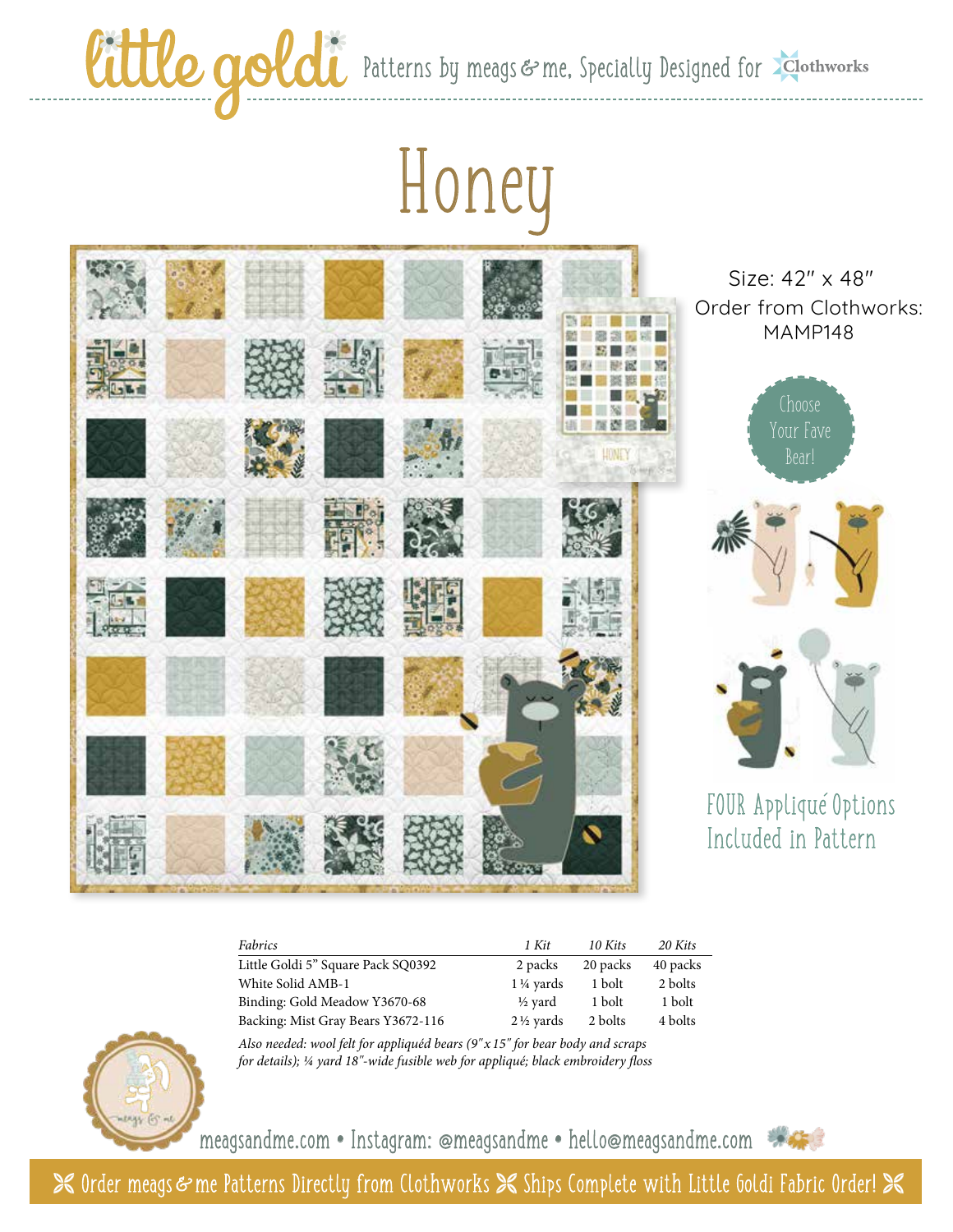little goldi Patterns by meags & me, Specially Designed for Clothworks

# Honey

Size: 42" x 48"
Order from Clothworks:
MAMP148

Choose Your Fave Bear!

FOUR Appliqué Options Included in Pattern

| *Fabrics* | *1 Kit* | *10 Kits* | *20 Kits* |
|---|---|---|---|
| Little Goldi 5" Square Pack SQ0392 | 2 packs | 20 packs | 40 packs |
| White Solid AMB-1 | 1 ¼ yards | 1 bolt | 2 bolts |
| Binding: Gold Meadow Y3670-68 | ½ yard | 1 bolt | 1 bolt |
| Backing: Mist Gray Bears Y3672-116 | 2 ½ yards | 2 bolts | 4 bolts |

*Also needed: wool felt for appliquéd bears (9" x 15" for bear body and scraps for details); ¼ yard 18"-wide fusible web for appliqué; black embroidery floss*

meagsandme.com • Instagram: @meagsandme • hello@meagsandme.com

Order meags & me Patterns Directly from Clothworks ✂ Ships Complete with Little Goldi Fabric Order!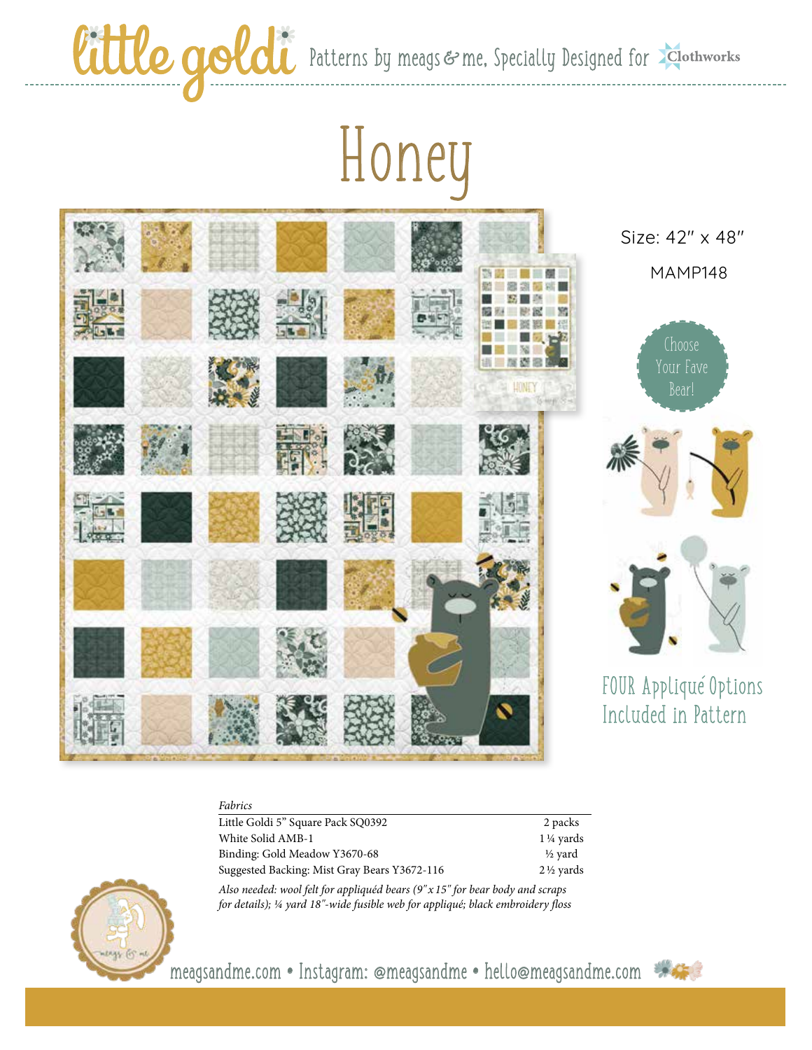little goldi Patterns by meags & me, Specially Designed for Clothworks

# Honey

Size: 42" x 48"

MAMP148

Choose Your Fave Bear!

FOUR Appliqué Options Included in Pattern

| *Fabrics* | |
|---|---|
| Little Goldi 5" Square Pack SQ0392 | 2 packs |
| White Solid AMB-1 | 1 ¼ yards |
| Binding: Gold Meadow Y3670-68 | ½ yard |
| Suggested Backing: Mist Gray Bears Y3672-116 | 2 ½ yards |

*Also needed: wool felt for appliquéd bears (9" x 15" for bear body and scraps for details); ¼ yard 18"-wide fusible web for appliqué; black embroidery floss*

meagsandme.com • Instagram: @meagsandme • hello@meagsandme.com